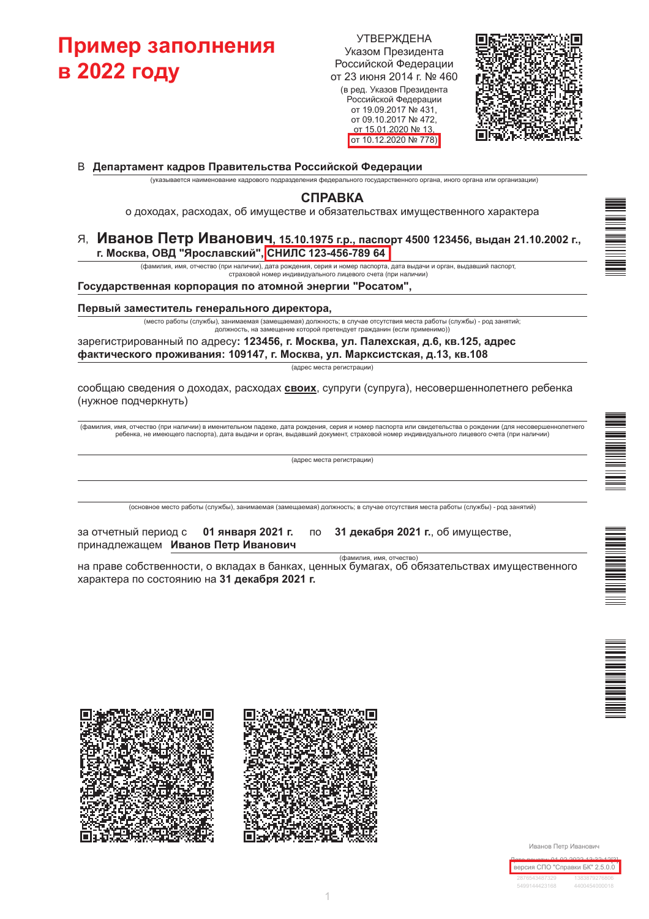# Пример заполнения в 2022 году

УТВЕРЖДЕНА
Указом Президента
Российской Федерации
от 23 июня 2014 г. № 460
(в ред. Указов Президента
Российской Федерации
от 19.09.2017 № 431,
от 09.10.2017 № 472,
от 15.01.2020 № 13,
от 10.12.2020 № 778)

В **Департамент кадров Правительства Российской Федерации**

(указывается наименование кадрового подразделения федерального государственного органа, иного органа или организации)

## СПРАВКА

о доходах, расходах, об имуществе и обязательствах имущественного характера

Я, **Иванов Петр Иванович, 15.10.1975 г.р., паспорт 4500 123456, выдан 21.10.2002 г., г. Москва, ОВД "Ярославский", СНИЛС 123-456-789 64**

(фамилия, имя, отчество (при наличии), дата рождения, серия и номер паспорта, дата выдачи и орган, выдавший паспорт, страховой номер индивидуального лицевого счета (при наличии)

**Государственная корпорация по атомной энергии "Росатом",**

**Первый заместитель генерального директора,**

(место работы (службы), занимаемая (замещаемая) должность; в случае отсутствия места работы (службы) - род занятий; должность, на замещение которой претендует гражданин (если применимо))

зарегистрированный по адресу**: 123456, г. Москва, ул. Палехская, д.6, кв.125, адрес фактического проживания: 109147, г. Москва, ул. Марксистская, д.13, кв.108**

(адрес места регистрации)

сообщаю сведения о доходах, расходах **своих**, супруги (супруга), несовершеннолетнего ребенка (нужное подчеркнуть)

(фамилия, имя, отчество (при наличии) в именительном падеже, дата рождения, серия и номер паспорта или свидетельства о рождении (для несовершеннолетнего ребенка, не имеющего паспорта), дата выдачи и орган, выдавший документ, страховой номер индивидуального лицевого счета (при наличии)

(адрес места регистрации)

(основное место работы (службы), занимаемая (замещаемая) должность; в случае отсутствия места работы (службы) - род занятий)

за отчетный период с **01 января 2021 г.** по **31 декабря 2021 г.**, об имуществе, принадлежащем **Иванов Петр Иванович**

(фамилия, имя, отчество)

на праве собственности, о вкладах в банках, ценных бумагах, об обязательствах имущественного характера по состоянию на **31 декабря 2021 г.**

Иванов Петр Иванович
Дата печати: 01.03.2022 13:33:12[2]
версия СПО "Справки БК" 2.5.0.0
2876543487329 1383879276806
5499144423168 4400454000018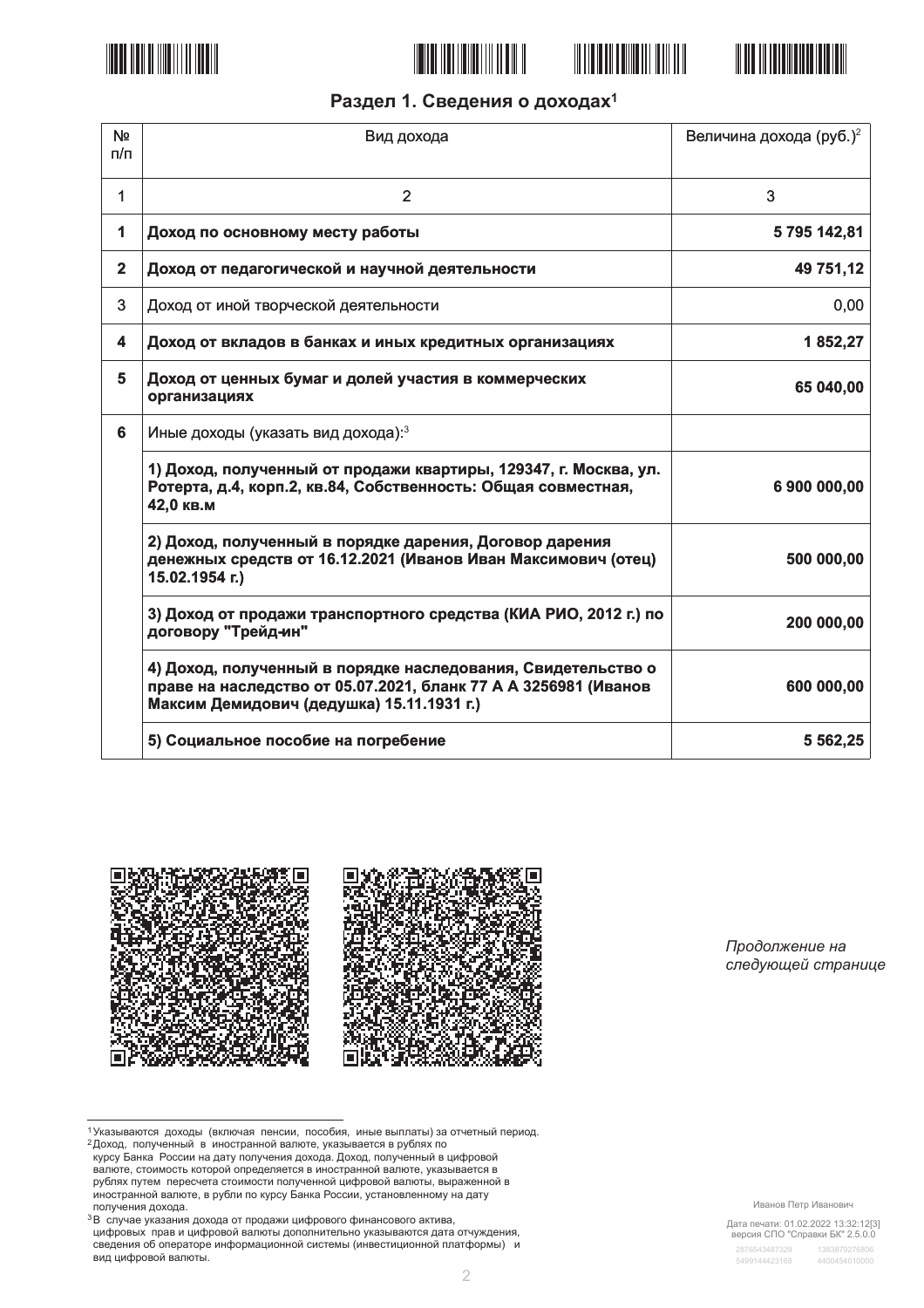## Раздел 1. Сведения о доходах[1]

| № п/п | Вид дохода | Величина дохода (руб.)[2] |
|---|---|---|
| 1 | 2 | 3 |
| **1** | **Доход по основному месту работы** | **5 795 142,81** |
| **2** | **Доход от педагогической и научной деятельности** | **49 751,12** |
| 3 | Доход от иной творческой деятельности | 0,00 |
| **4** | **Доход от вкладов в банках и иных кредитных организациях** | **1 852,27** |
| **5** | **Доход от ценных бумаг и долей участия в коммерческих организациях** | **65 040,00** |
| **6** | Иные доходы (указать вид дохода):[3] | |
| | **1) Доход, полученный от продажи квартиры, 129347, г. Москва, ул. Ротерта, д.4, корп.2, кв.84, Собственность: Общая совместная, 42,0 кв.м** | **6 900 000,00** |
| | **2) Доход, полученный в порядке дарения, Договор дарения денежных средств от 16.12.2021 (Иванов Иван Максимович (отец) 15.02.1954 г.)** | **500 000,00** |
| | **3) Доход от продажи транспортного средства (КИА РИО, 2012 г.) по договору "Трейд-ин"** | **200 000,00** |
| | **4) Доход, полученный в порядке наследования, Свидетельство о праве на наследство от 05.07.2021, бланк 77 А А 3256981 (Иванов Максим Демидович (дедушка) 15.11.1931 г.)** | **600 000,00** |
| | **5) Социальное пособие на погребение** | **5 562,25** |

*Продолжение на следующей странице*

[1] Указываются доходы (включая пенсии, пособия, иные выплаты) за отчетный период.

[2] Доход, полученный в иностранной валюте, указывается в рублях по курсу Банка России на дату получения дохода. Доход, полученный в цифровой валюте, стоимость которой определяется в иностранной валюте, указывается в рублях путем пересчета стоимости полученной цифровой валюты, выраженной в иностранной валюте, в рубли по курсу Банка России, установленному на дату получения дохода.

[3] В случае указания дохода от продажи цифрового финансового актива, цифровых прав и цифровой валюты дополнительно указываются дата отчуждения, сведения об операторе информационной системы (инвестиционной платформы) и вид цифровой валюты.

Иванов Петр Иванович

Дата печати: 01.02.2022 13:32:12[3]
версия СПО "Справки БК" 2.5.0.0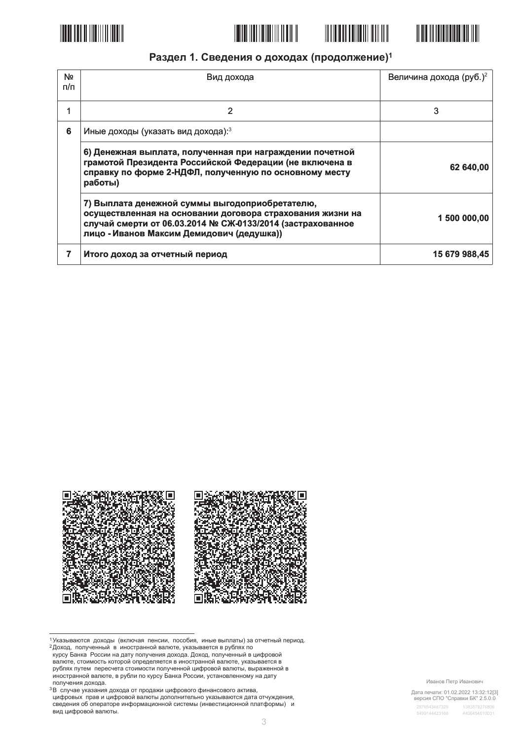## Раздел 1. Сведения о доходах (продолжение)[1]

| № п/п | Вид дохода | Величина дохода (руб.)[2] |
|---|---|---|
| 1 | 2 | 3 |
| **6** | Иные доходы (указать вид дохода):[3] | |
| | **6) Денежная выплата, полученная при награждении почетной грамотой Президента Российской Федерации (не включена в справку по форме 2-НДФЛ, полученную по основному месту работы)** | **62 640,00** |
| | **7) Выплата денежной суммы выгодоприобретателю, осуществленная на основании договора страхования жизни на случай смерти от 06.03.2014 № СЖ-0133/2014 (застрахованное лицо - Иванов Максим Демидович (дедушка))** | **1 500 000,00** |
| **7** | **Итого доход за отчетный период** | **15 679 988,45** |

[1] Указываются доходы (включая пенсии, пособия, иные выплаты) за отчетный период.

[2] Доход, полученный в иностранной валюте, указывается в рублях по курсу Банка России на дату получения дохода. Доход, полученный в цифровой валюте, стоимость которой определяется в иностранной валюте, указывается в рублях путем пересчета стоимости полученной цифровой валюты, выраженной в иностранной валюте, в рубли по курсу Банка России, установленному на дату получения дохода.

[3] В случае указания дохода от продажи цифрового финансового актива, цифровых прав и цифровой валюты дополнительно указываются дата отчуждения, сведения об операторе информационной системы (инвестиционной платформы) и вид цифровой валюты.

Иванов Петр Иванович

Дата печати: 01.02.2022 13:32:12[3]
версия СПО "Справки БК" 2.5.0.0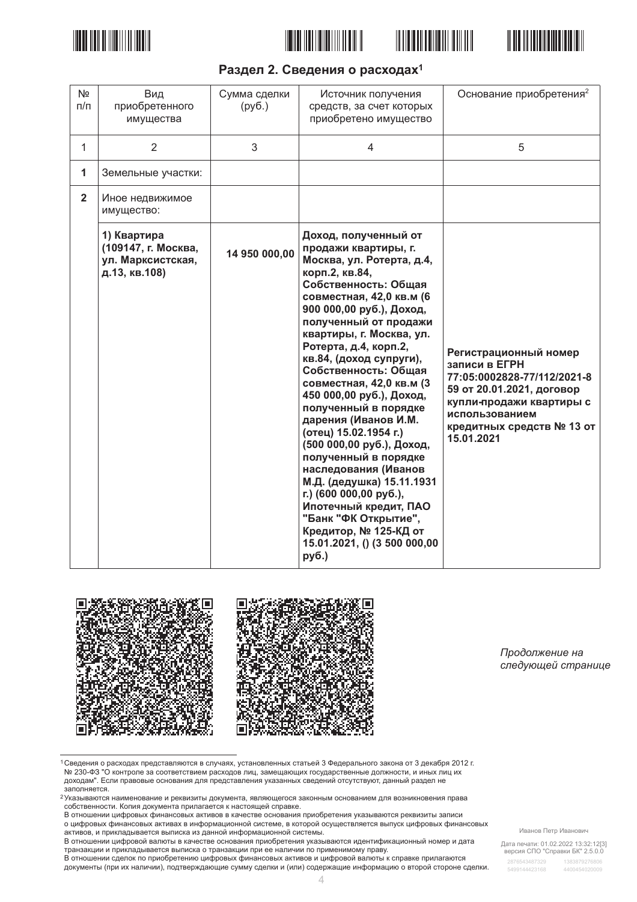## Раздел 2. Сведения о расходах[1]

| № п/п | Вид приобретенного имущества | Сумма сделки (руб.) | Источник получения средств, за счет которых приобретено имущество | Основание приобретения[2] |
|---|---|---|---|---|
| 1 | 2 | 3 | 4 | 5 |
| **1** | Земельные участки: | | | |
| **2** | Иное недвижимое имущество: | | | |
| | **1) Квартира (109147, г. Москва, ул. Марксистская, д.13, кв.108)** | **14 950 000,00** | **Доход, полученный от продажи квартиры, г. Москва, ул. Ротерта, д.4, корп.2, кв.84, Собственность: Общая совместная, 42,0 кв.м (6 900 000,00 руб.), Доход, полученный от продажи квартиры, г. Москва, ул. Ротерта, д.4, корп.2, кв.84, (доход супруги), Собственность: Общая совместная, 42,0 кв.м (3 450 000,00 руб.), Доход, полученный в порядке дарения (Иванов И.М. (отец) 15.02.1954 г.) (500 000,00 руб.), Доход, полученный в порядке наследования (Иванов М.Д. (дедушка) 15.11.1931 г.) (600 000,00 руб.), Ипотечный кредит, ПАО "Банк "ФК Открытие", Кредитор, № 125-КД от 15.01.2021, () (3 500 000,00 руб.)** | **Регистрационный номер записи в ЕГРН 77:05:0002828-77/112/2021-859 от 20.01.2021, договор купли-продажи квартиры с использованием кредитных средств № 13 от 15.01.2021** |

*Продолжение на следующей странице*

[1] Сведения о расходах представляются в случаях, установленных статьей 3 Федерального закона от 3 декабря 2012 г. № 230-ФЗ "О контроле за соответствием расходов лиц, замещающих государственные должности, и иных лиц их доходам". Если правовые основания для представления указанных сведений отсутствуют, данный раздел не заполняется.

[2] Указываются наименование и реквизиты документа, являющегося законным основанием для возникновения права собственности. Копия документа прилагается к настоящей справке.
В отношении цифровых финансовых активов в качестве основания приобретения указываются реквизиты записи о цифровых финансовых активах в информационной системе, в которой осуществляется выпуск цифровых финансовых активов, и прикладывается выписка из данной информационной системы.
В отношении цифровой валюты в качестве основания приобретения указываются идентификационный номер и дата транзакции и прикладывается выписка о транзакции при ее наличии по применимому праву.
В отношении сделок по приобретению цифровых финансовых активов и цифровой валюты к справке прилагаются документы (при их наличии), подтверждающие сумму сделки и (или) содержащие информацию о второй стороне сделки.

Иванов Петр Иванович

Дата печати: 01.02.2022 13:32:12[3]
версия СПО "Справки БК" 2.5.0.0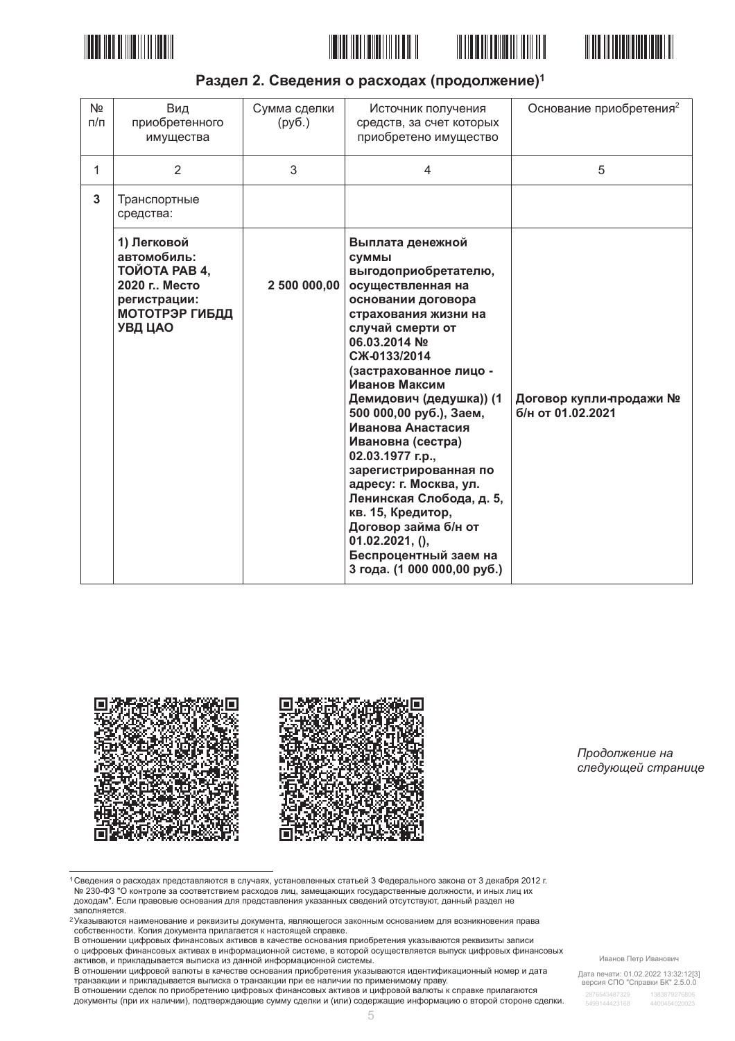## Раздел 2. Сведения о расходах (продолжение)[1]

| № п/п | Вид приобретенного имущества | Сумма сделки (руб.) | Источник получения средств, за счет которых приобретено имущество | Основание приобретения[2] |
|---|---|---|---|---|
| 1 | 2 | 3 | 4 | 5 |
| **3** | Транспортные средства: | | | |
| | **1) Легковой автомобиль: ТОЙОТА РАВ 4, 2020 г.. Место регистрации: МОТОТРЭР ГИБДД УВД ЦАО** | **2 500 000,00** | **Выплата денежной суммы выгодоприобретателю, осуществленная на основании договора страхования жизни на случай смерти от 06.03.2014 № СЖ-0133/2014 (застрахованное лицо - Иванов Максим Демидович (дедушка)) (1 500 000,00 руб.), Заем, Иванова Анастасия Ивановна (сестра) 02.03.1977 г.р., зарегистрированная по адресу: г. Москва, ул. Ленинская Слобода, д. 5, кв. 15, Кредитор, Договор займа б/н от 01.02.2021, (), Беспроцентный заем на 3 года. (1 000 000,00 руб.)** | **Договор купли-продажи № б/н от 01.02.2021** |

*Продолжение на следующей странице*

---

[1] Сведения о расходах представляются в случаях, установленных статьей 3 Федерального закона от 3 декабря 2012 г. № 230-ФЗ "О контроле за соответствием расходов лиц, замещающих государственные должности, и иных лиц их доходам". Если правовые основания для представления указанных сведений отсутствуют, данный раздел не заполняется.

[2] Указываются наименование и реквизиты документа, являющегося законным основанием для возникновения права собственности. Копия документа прилагается к настоящей справке.
В отношении цифровых финансовых активов в качестве основания приобретения указываются реквизиты записи о цифровых финансовых активах в информационной системе, в которой осуществляется выпуск цифровых финансовых активов, и прикладывается выписка из данной информационной системы.
В отношении цифровой валюты в качестве основания приобретения указываются идентификационный номер и дата транзакции и прикладывается выписка о транзакции при ее наличии по применимому праву.
В отношении сделок по приобретению цифровых финансовых активов и цифровой валюты к справке прилагаются документы (при их наличии), подтверждающие сумму сделки и (или) содержащие информацию о второй стороне сделки.

Иванов Петр Иванович

Дата печати: 01.02.2022 13:32:12[3]
версия СПО "Справки БК" 2.5.0.0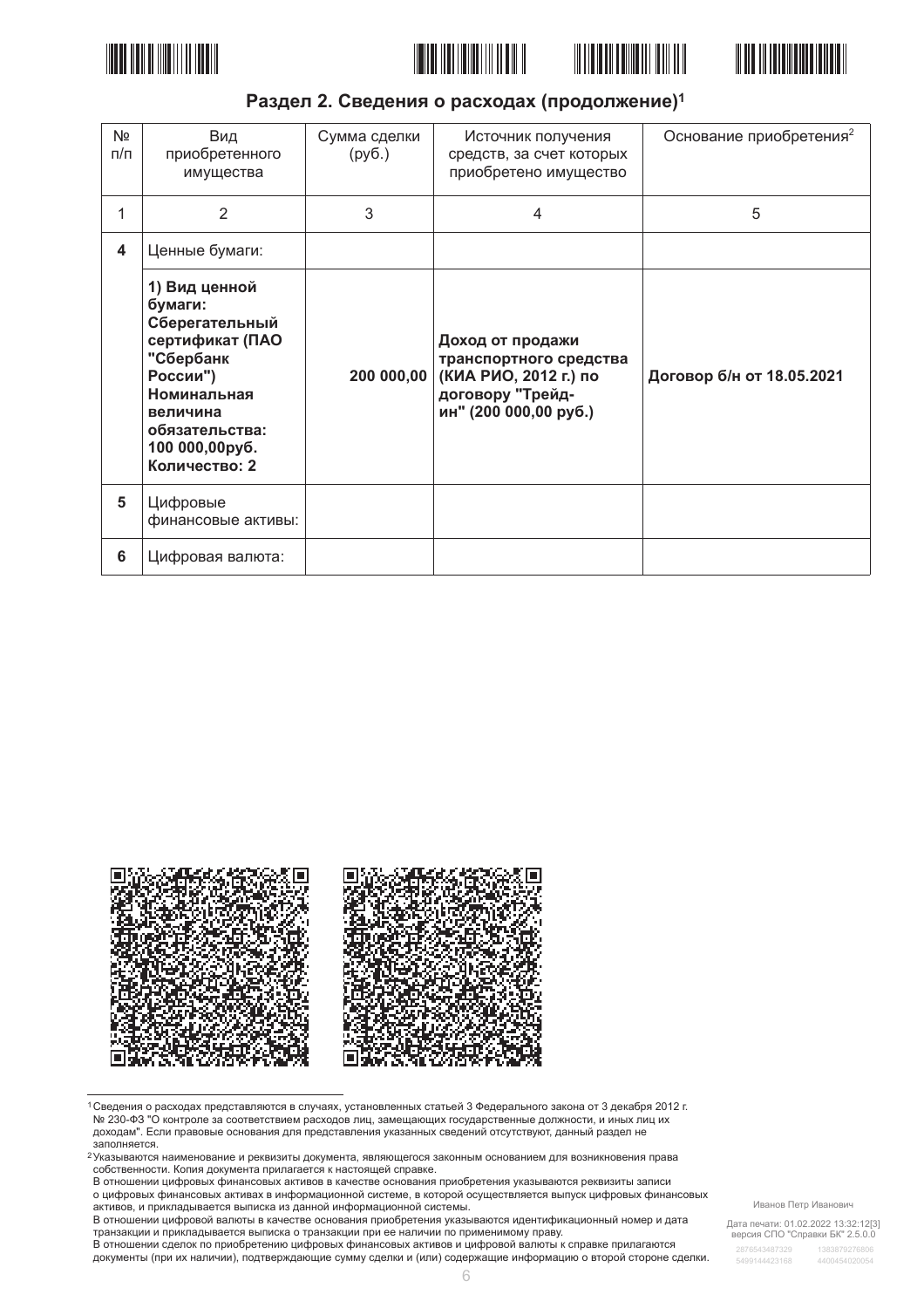## Раздел 2. Сведения о расходах (продолжение)[1]

| № п/п | Вид приобретенного имущества | Сумма сделки (руб.) | Источник получения средств, за счет которых приобретено имущество | Основание приобретения[2] |
|---|---|---|---|---|
| 1 | 2 | 3 | 4 | 5 |
| **4** | Ценные бумаги: | | | |
| | **1) Вид ценной бумаги: Сберегательный сертификат (ПАО "Сбербанк России") Номинальная величина обязательства: 100 000,00руб. Количество: 2** | **200 000,00** | **Доход от продажи транспортного средства (КИА РИО, 2012 г.) по договору "Трейд-ин" (200 000,00 руб.)** | **Договор б/н от 18.05.2021** |
| **5** | Цифровые финансовые активы: | | | |
| **6** | Цифровая валюта: | | | |

---

[1] Сведения о расходах представляются в случаях, установленных статьей 3 Федерального закона от 3 декабря 2012 г. № 230-ФЗ "О контроле за соответствием расходов лиц, замещающих государственные должности, и иных лиц их доходам". Если правовые основания для представления указанных сведений отсутствуют, данный раздел не заполняется.

[2] Указываются наименование и реквизиты документа, являющегося законным основанием для возникновения права собственности. Копия документа прилагается к настоящей справке.
В отношении цифровых финансовых активов в качестве основания приобретения указываются реквизиты записи о цифровых финансовых активах в информационной системе, в которой осуществляется выпуск цифровых финансовых активов, и прикладывается выписка из данной информационной системы.
В отношении цифровой валюты в качестве основания приобретения указываются идентификационный номер и дата транзакции и прикладывается выписка о транзакции при ее наличии по применимому праву.
В отношении сделок по приобретению цифровых финансовых активов и цифровой валюты к справке прилагаются документы (при их наличии), подтверждающие сумму сделки и (или) содержащие информацию о второй стороне сделки.

Иванов Петр Иванович

Дата печати: 01.02.2022 13:32:12[3]
версия СПО "Справки БК" 2.5.0.0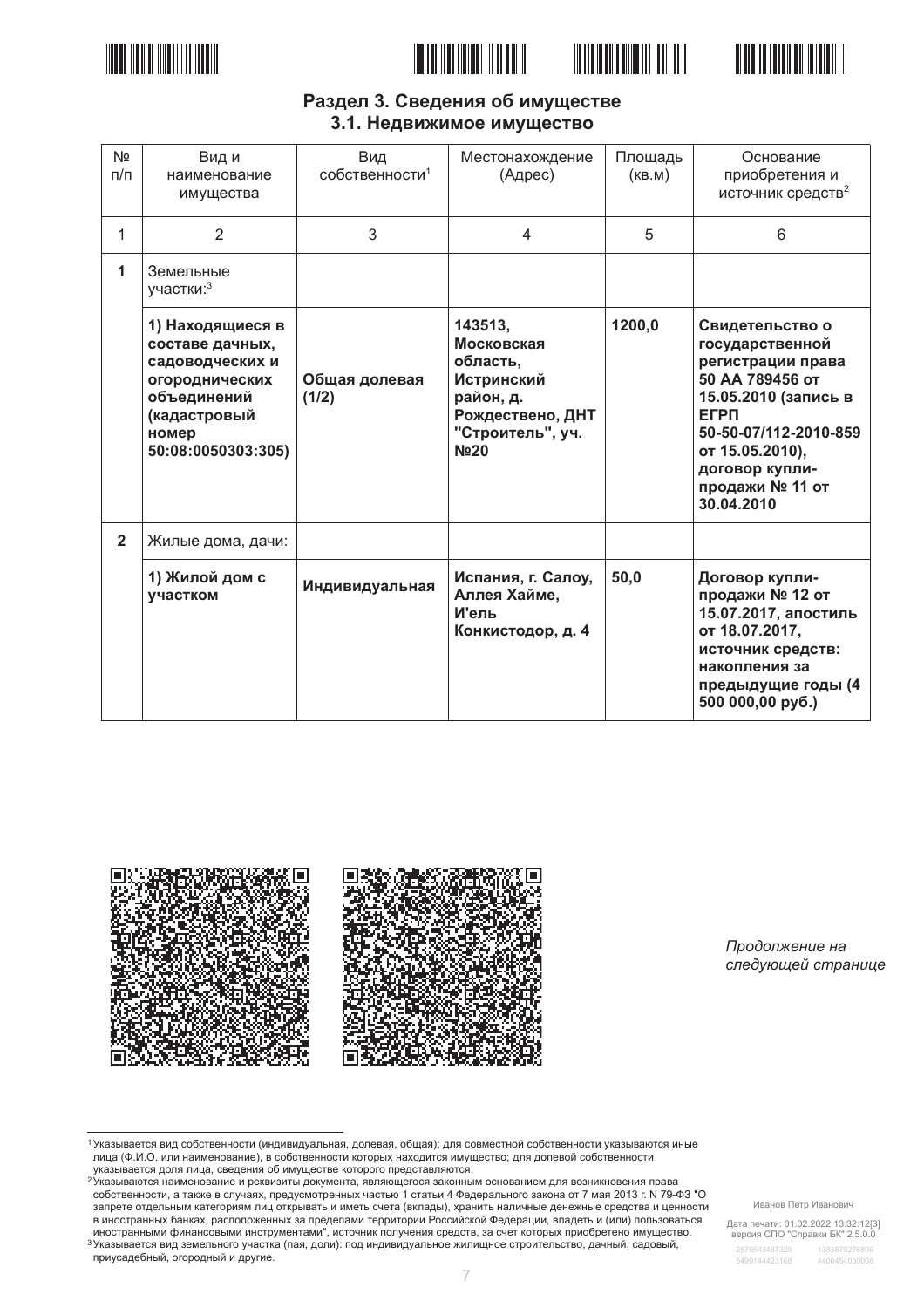## Раздел 3. Сведения об имуществе
### 3.1. Недвижимое имущество

| № п/п | Вид и наименование имущества | Вид собственности[1] | Местонахождение (Адрес) | Площадь (кв.м) | Основание приобретения и источник средств[2] |
|---|---|---|---|---|---|
| 1 | 2 | 3 | 4 | 5 | 6 |
| **1** | Земельные участки:[3] | | | | |
| | **1) Находящиеся в составе дачных, садоводческих и огороднических объединений (кадастровый номер 50:08:0050303:305)** | **Общая долевая (1/2)** | **143513, Московская область, Истринский район, д. Рождествено, ДНТ "Строитель", уч. №20** | **1200,0** | **Свидетельство о государственной регистрации права 50 АА 789456 от 15.05.2010 (запись в ЕГРП 50-50-07/112-2010-859 от 15.05.2010), договор купли-продажи № 11 от 30.04.2010** |
| **2** | Жилые дома, дачи: | | | | |
| | **1) Жилой дом с участком** | **Индивидуальная** | **Испания, г. Салоу, Аллея Хайме, И'ель Конкистодор, д. 4** | **50,0** | **Договор купли-продажи № 12 от 15.07.2017, апостиль от 18.07.2017, источник средств: накопления за предыдущие годы (4 500 000,00 руб.)** |

*Продолжение на следующей странице*

---

[1] Указывается вид собственности (индивидуальная, долевая, общая); для совместной собственности указываются иные лица (Ф.И.О. или наименование), в собственности которых находится имущество; для долевой собственности указывается доля лица, сведения об имуществе которого представляются.

[2] Указываются наименование и реквизиты документа, являющегося законным основанием для возникновения права собственности, а также в случаях, предусмотренных частью 1 статьи 4 Федерального закона от 7 мая 2013 г. N 79-ФЗ "О запрете отдельным категориям лиц открывать и иметь счета (вклады), хранить наличные денежные средства и ценности в иностранных банках, расположенных за пределами территории Российской Федерации, владеть и (или) пользоваться иностранными финансовыми инструментами", источник получения средств, за счет которых приобретено имущество.

[3] Указывается вид земельного участка (пая, доли): под индивидуальное жилищное строительство, дачный, садовый, приусадебный, огородный и другие.

Иванов Петр Иванович

Дата печати: 01.02.2022 13:32:12[3]
версия СПО "Справки БК" 2.5.0.0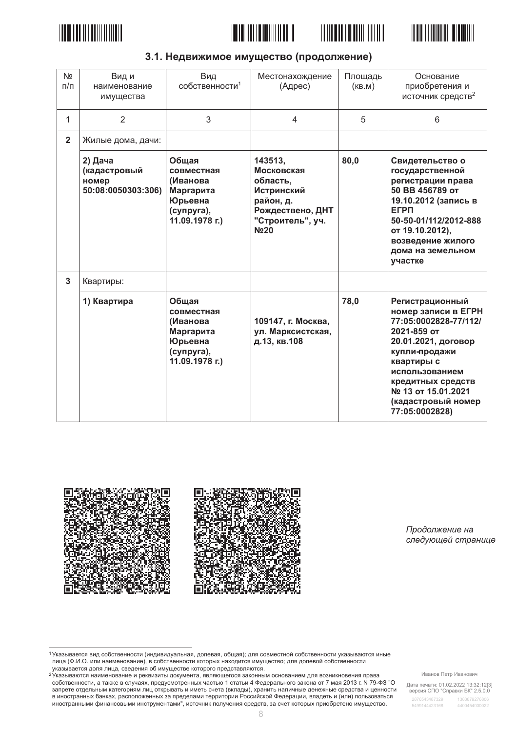## 3.1. Недвижимое имущество (продолжение)

| № п/п | Вид и наименование имущества | Вид собственности[1] | Местонахождение (Адрес) | Площадь (кв.м) | Основание приобретения и источник средств[2] |
|---|---|---|---|---|---|
| 1 | 2 | 3 | 4 | 5 | 6 |
| **2** | Жилые дома, дачи: | | | | |
| | **2) Дача (кадастровый номер 50:08:0050303:306)** | **Общая совместная (Иванова Маргарита Юрьевна (супруга), 11.09.1978 г.)** | **143513, Московская область, Истринский район, д. Рождествено, ДНТ "Строитель", уч. №20** | **80,0** | **Свидетельство о государственной регистрации права 50 ВВ 456789 от 19.10.2012 (запись в ЕГРП 50-50-01/112/2012-888 от 19.10.2012), возведение жилого дома на земельном участке** |
| **3** | Квартиры: | | | | |
| | **1) Квартира** | **Общая совместная (Иванова Маргарита Юрьевна (супруга), 11.09.1978 г.)** | **109147, г. Москва, ул. Марксистская, д.13, кв.108** | **78,0** | **Регистрационный номер записи в ЕГРН 77:05:0002828-77/112/2021-859 от 20.01.2021, договор купли-продажи квартиры с использованием кредитных средств № 13 от 15.01.2021 (кадастровый номер 77:05:0002828)** |

*Продолжение на следующей странице*

[1] Указывается вид собственности (индивидуальная, долевая, общая); для совместной собственности указываются иные лица (Ф.И.О. или наименование), в собственности которых находится имущество; для долевой собственности указывается доля лица, сведения об имуществе которого представляются.

[2] Указываются наименование и реквизиты документа, являющегося законным основанием для возникновения права собственности, а также в случаях, предусмотренных частью 1 статьи 4 Федерального закона от 7 мая 2013 г. N 79-ФЗ "О запрете отдельным категориям лиц открывать и иметь счета (вклады), хранить наличные денежные средства и ценности в иностранных банках, расположенных за пределами территории Российской Федерации, владеть и (или) пользоваться иностранными финансовыми инструментами", источник получения средств, за счет которых приобретено имущество.

Иванов Петр Иванович

Дата печати: 01.02.2022 13:32:12[3]
версия СПО "Справки БК" 2.5.0.0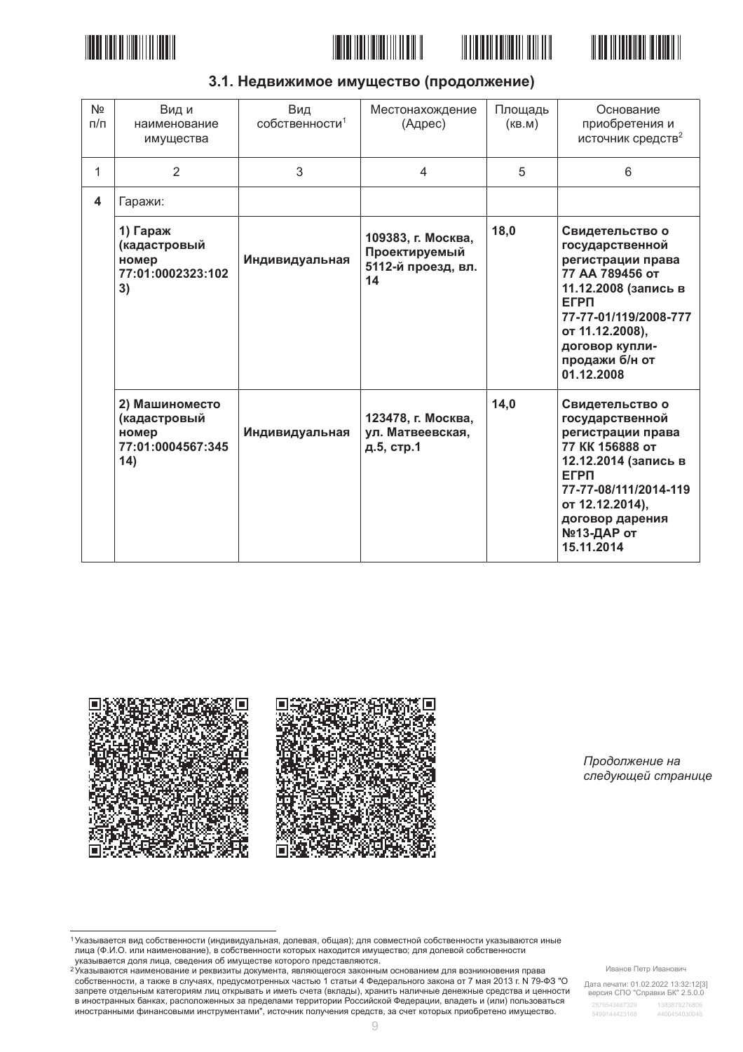## 3.1. Недвижимое имущество (продолжение)

| № п/п | Вид и наименование имущества | Вид собственности[1] | Местонахождение (Адрес) | Площадь (кв.м) | Основание приобретения и источник средств[2] |
|---|---|---|---|---|---|
| 1 | 2 | 3 | 4 | 5 | 6 |
| **4** | Гаражи: | | | | |
| | **1) Гараж (кадастровый номер 77:01:0002323:1023)** | **Индивидуальная** | **109383, г. Москва, Проектируемый 5112-й проезд, вл. 14** | **18,0** | **Свидетельство о государственной регистрации права 77 АА 789456 от 11.12.2008 (запись в ЕГРП 77-77-01/119/2008-777 от 11.12.2008), договор купли-продажи б/н от 01.12.2008** |
| | **2) Машиноместо (кадастровый номер 77:01:0004567:34514)** | **Индивидуальная** | **123478, г. Москва, ул. Матвеевская, д.5, стр.1** | **14,0** | **Свидетельство о государственной регистрации права 77 КК 156888 от 12.12.2014 (запись в ЕГРП 77-77-08/111/2014-119 от 12.12.2014), договор дарения №13-ДАР от 15.11.2014** |

*Продолжение на следующей странице*

[1] Указывается вид собственности (индивидуальная, долевая, общая); для совместной собственности указываются иные лица (Ф.И.О. или наименование), в собственности которых находится имущество; для долевой собственности указывается доля лица, сведения об имуществе которого представляются.

[2] Указываются наименование и реквизиты документа, являющегося законным основанием для возникновения права собственности, а также в случаях, предусмотренных частью 1 статьи 4 Федерального закона от 7 мая 2013 г. N 79-ФЗ "О запрете отдельным категориям лиц открывать и иметь счета (вклады), хранить наличные денежные средства и ценности в иностранных банках, расположенных за пределами территории Российской Федерации, владеть и (или) пользоваться иностранными финансовыми инструментами", источник получения средств, за счет которых приобретено имущество.

Иванов Петр Иванович

Дата печати: 01.02.2022 13:32:12[3]
версия СПО "Справки БК" 2.5.0.0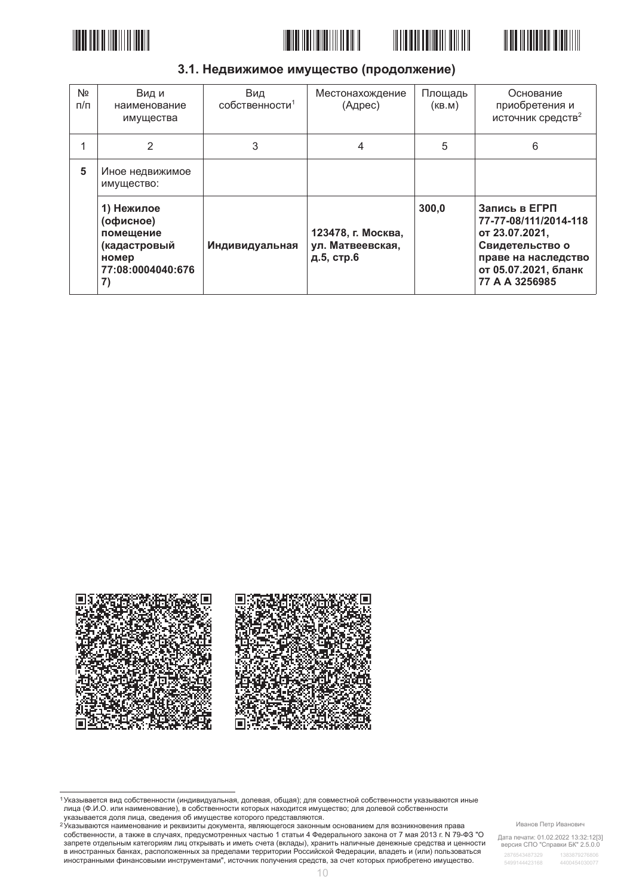### 3.1. Недвижимое имущество (продолжение)

| № п/п | Вид и наименование имущества | Вид собственности[1] | Местонахождение (Адрес) | Площадь (кв.м) | Основание приобретения и источник средств[2] |
|---|---|---|---|---|---|
| 1 | 2 | 3 | 4 | 5 | 6 |
| **5** | Иное недвижимое имущество: | | | | |
| | **1) Нежилое (офисное) помещение (кадастровый номер 77:08:0004040:6767)** | **Индивидуальная** | **123478, г. Москва, ул. Матвеевская, д.5, стр.6** | **300,0** | **Запись в ЕГРП 77-77-08/111/2014-118 от 23.07.2021, Свидетельство о праве на наследство от 05.07.2021, бланк 77 А А 3256985** |

[1] Указывается вид собственности (индивидуальная, долевая, общая); для совместной собственности указываются иные лица (Ф.И.О. или наименование), в собственности которых находится имущество; для долевой собственности указывается доля лица, сведения об имуществе которого представляются.

[2] Указываются наименование и реквизиты документа, являющегося законным основанием для возникновения права собственности, а также в случаях, предусмотренных частью 1 статьи 4 Федерального закона от 7 мая 2013 г. N 79-ФЗ "О запрете отдельным категориям лиц открывать и иметь счета (вклады), хранить наличные денежные средства и ценности в иностранных банках, расположенных за пределами территории Российской Федерации, владеть и (или) пользоваться иностранными финансовыми инструментами", источник получения средств, за счет которых приобретено имущество.

Иванов Петр Иванович

Дата печати: 01.02.2022 13:32:12[3]
версия СПО "Справки БК" 2.5.0.0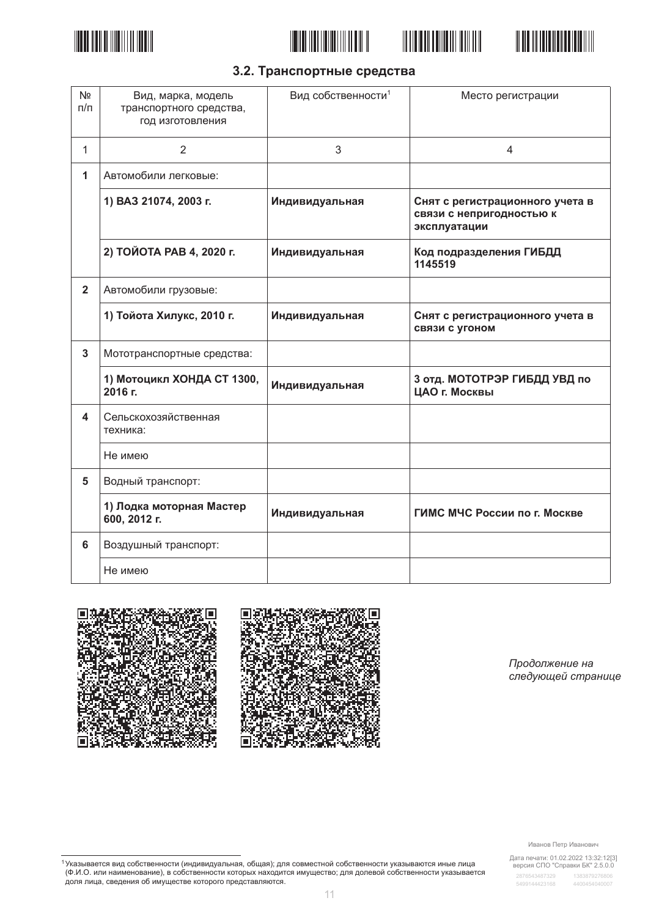### 3.2. Транспортные средства

| № п/п | Вид, марка, модель транспортного средства, год изготовления | Вид собственности[1] | Место регистрации |
|---|---|---|---|
| 1 | 2 | 3 | 4 |
| **1** | Автомобили легковые: | | |
| | **1) ВАЗ 21074, 2003 г.** | **Индивидуальная** | **Снят с регистрационного учета в связи с непригодностью к эксплуатации** |
| | **2) ТОЙОТА РАВ 4, 2020 г.** | **Индивидуальная** | **Код подразделения ГИБДД 1145519** |
| **2** | Автомобили грузовые: | | |
| | **1) Тойота Хилукс, 2010 г.** | **Индивидуальная** | **Снят с регистрационного учета в связи с угоном** |
| **3** | Мототранспортные средства: | | |
| | **1) Мотоцикл ХОНДА СТ 1300, 2016 г.** | **Индивидуальная** | **3 отд. МОТОТРЭР ГИБДД УВД по ЦАО г. Москвы** |
| **4** | Сельскохозяйственная техника: | | |
| | Не имею | | |
| **5** | Водный транспорт: | | |
| | **1) Лодка моторная Мастер 600, 2012 г.** | **Индивидуальная** | **ГИМС МЧС России по г. Москве** |
| **6** | Воздушный транспорт: | | |
| | Не имею | | |

*Продолжение на следующей странице*

[1] Указывается вид собственности (индивидуальная, общая); для совместной собственности указываются иные лица (Ф.И.О. или наименование), в собственности которых находится имущество; для долевой собственности указывается доля лица, сведения об имуществе которого представляются.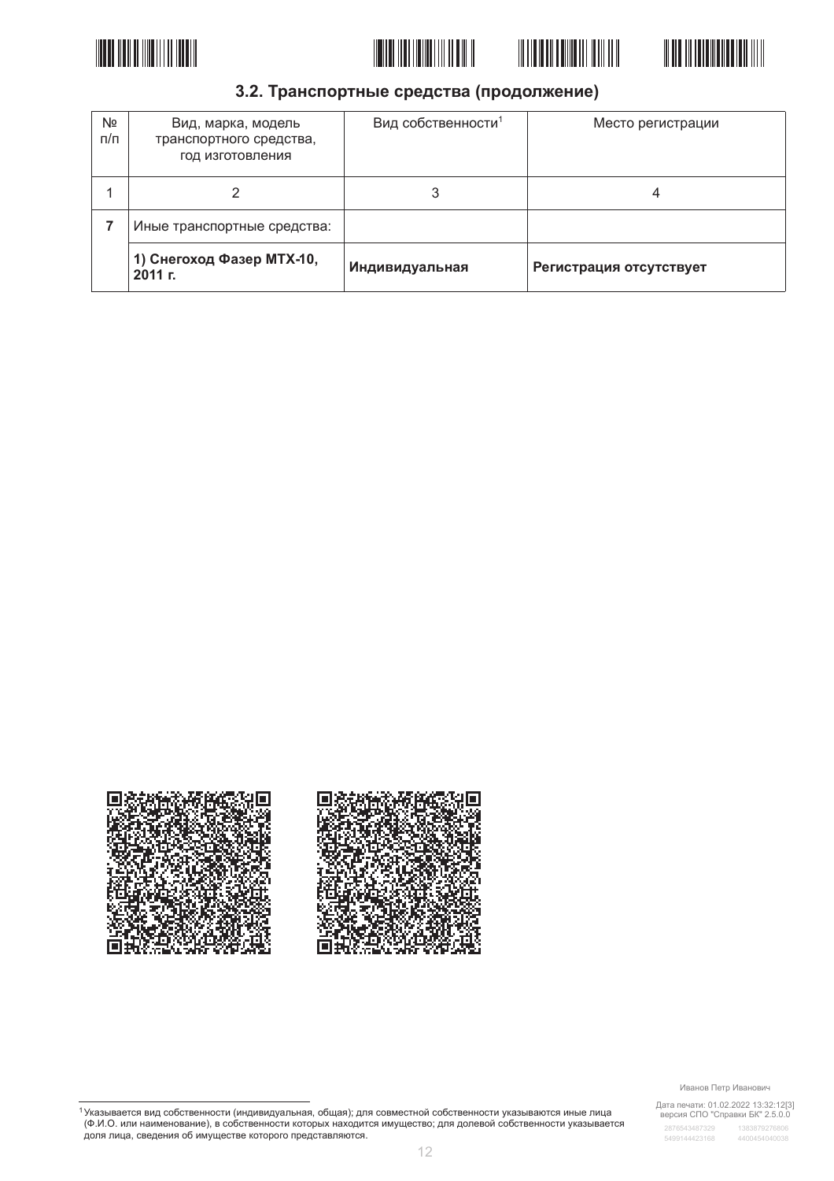### 3.2. Транспортные средства (продолжение)

| № п/п | Вид, марка, модель транспортного средства, год изготовления | Вид собственности[1] | Место регистрации |
|---|---|---|---|
| 1 | 2 | 3 | 4 |
| **7** | Иные транспортные средства: | | |
| | **1) Снегоход Фазер MTX-10, 2011 г.** | **Индивидуальная** | **Регистрация отсутствует** |

Иванов Петр Иванович

Дата печати: 01.02.2022 13:32:12[3]
версия СПО "Справки БК" 2.5.0.0

2876543487329 1383879276806
5499144423168 4400454040038

[1] Указывается вид собственности (индивидуальная, общая); для совместной собственности указываются иные лица (Ф.И.О. или наименование), в собственности которых находится имущество; для долевой собственности указывается доля лица, сведения об имуществе которого представляются.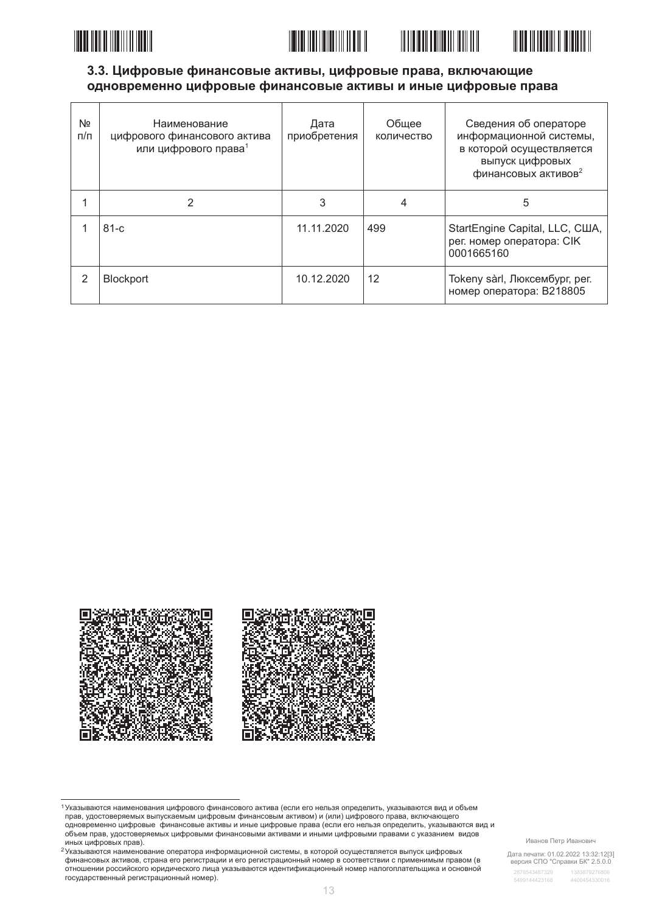### 3.3. Цифровые финансовые активы, цифровые права, включающие одновременно цифровые финансовые активы и иные цифровые права

| №<br>п/п | Наименование цифрового финансового актива или цифрового права[1] | Дата приобретения | Общее количество | Сведения об операторе информационной системы, в которой осуществляется выпуск цифровых финансовых активов[2] |
|---|---|---|---|---|
| 1 | 2 | 3 | 4 | 5 |
| 1 | 81-c | 11.11.2020 | 499 | StartEngine Capital, LLC, США, рег. номер оператора: CIK 0001665160 |
| 2 | Blockport | 10.12.2020 | 12 | Tokeny sàrl, Люксембург, рег. номер оператора: B218805 |

[1] Указываются наименования цифрового финансового актива (если его нельзя определить, указываются вид и объем прав, удостоверяемых выпускаемым цифровым финансовым активом) и (или) цифрового права, включающего одновременно цифровые финансовые активы и иные цифровые права (если его нельзя определить, указываются вид и объем прав, удостоверяемых цифровыми финансовыми активами и иными цифровыми правами с указанием видов иных цифровых прав).

[2] Указываются наименование оператора информационной системы, в которой осуществляется выпуск цифровых финансовых активов, страна его регистрации и его регистрационный номер в соответствии с применимым правом (в отношении российского юридического лица указываются идентификационный номер налогоплательщика и основной государственный регистрационный номер).

Иванов Петр Иванович

Дата печати: 01.02.2022 13:32:12[3]
версия СПО "Справки БК" 2.5.0.0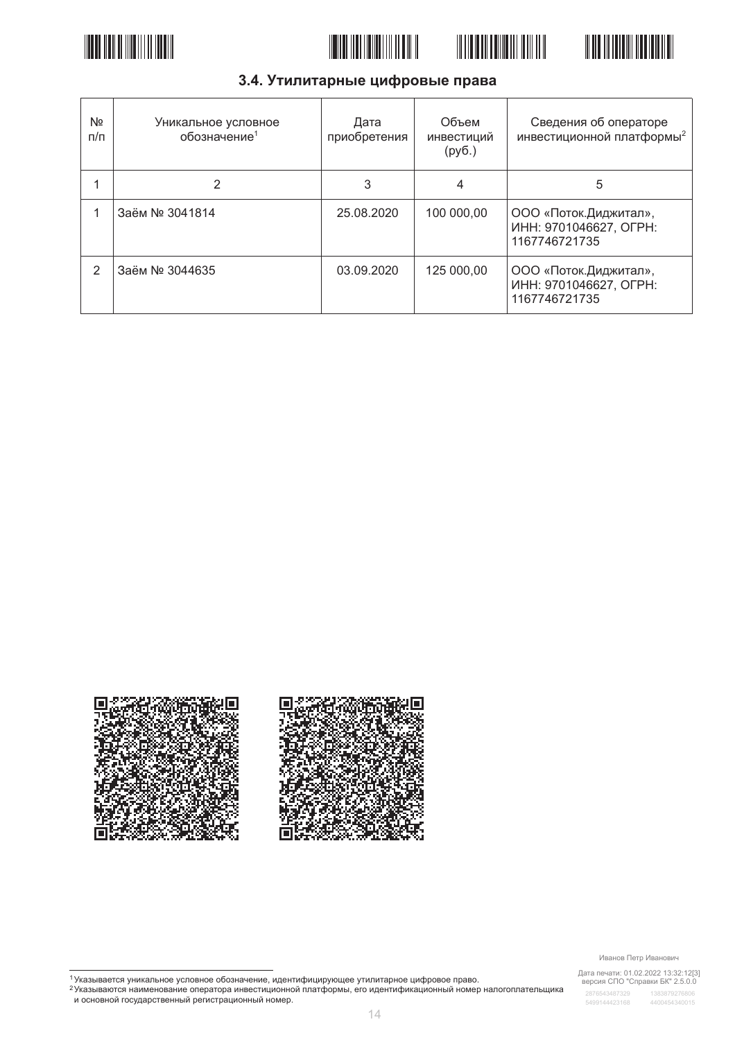### 3.4. Утилитарные цифровые права

| № п/п | Уникальное условное обозначение[1] | Дата приобретения | Объем инвестиций (руб.) | Сведения об операторе инвестиционной платформы[2] |
|---|---|---|---|---|
| 1 | 2 | 3 | 4 | 5 |
| 1 | Заём № 3041814 | 25.08.2020 | 100 000,00 | ООО «Поток.Диджитал», ИНН: 9701046627, ОГРН: 1167746721735 |
| 2 | Заём № 3044635 | 03.09.2020 | 125 000,00 | ООО «Поток.Диджитал», ИНН: 9701046627, ОГРН: 1167746721735 |

[1] Указывается уникальное условное обозначение, идентифицирующее утилитарное цифровое право.

[2] Указываются наименование оператора инвестиционной платформы, его идентификационный номер налогоплательщика и основной государственный регистрационный номер.

Иванов Петр Иванович

Дата печати: 01.02.2022 13:32:12[3]
версия СПО "Справки БК" 2.5.0.0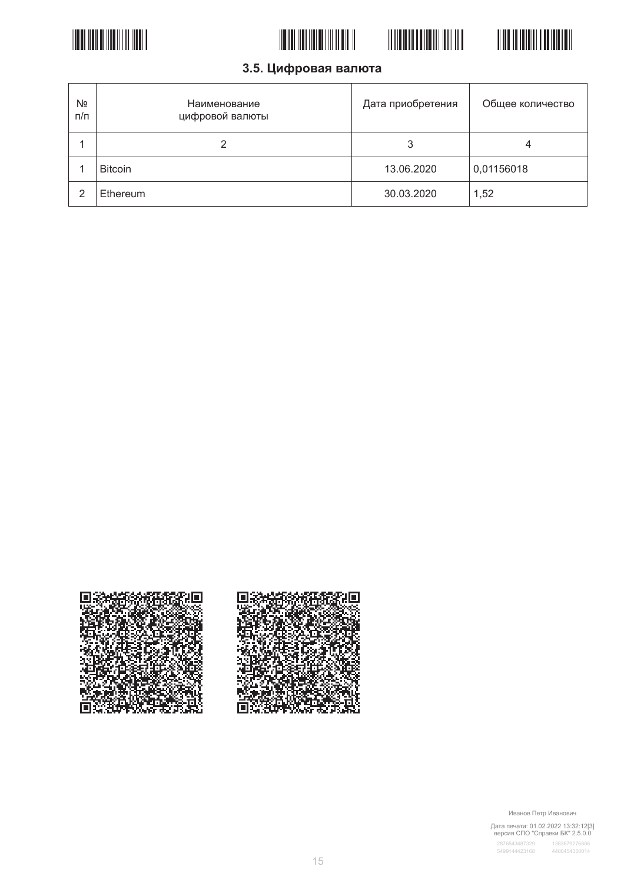### 3.5. Цифровая валюта

| №<br>п/п | Наименование<br>цифровой валюты | Дата приобретения | Общее количество |
|---|---|---|---|
| 1 | 2 | 3 | 4 |
| 1 | Bitcoin | 13.06.2020 | 0,01156018 |
| 2 | Ethereum | 30.03.2020 | 1,52 |

Иванов Петр Иванович

Дата печати: 01.02.2022 13:32:12[3]
версия СПО "Справки БК" 2.5.0.0
2876543487329 1383879276806
5499144423168 4400454350014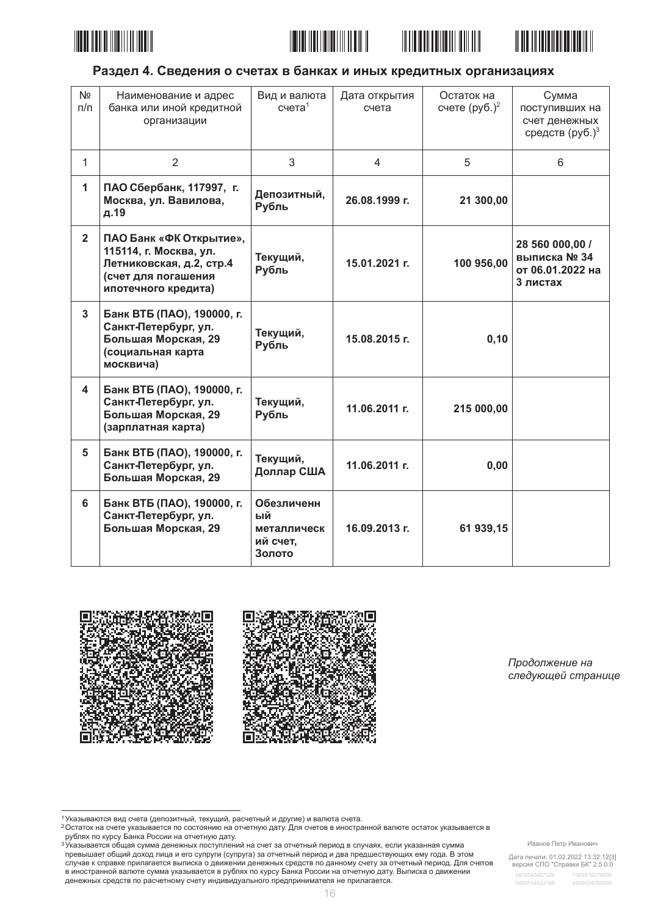## Раздел 4. Сведения о счетах в банках и иных кредитных организациях

| № п/п | Наименование и адрес банка или иной кредитной организации | Вид и валюта счета[1] | Дата открытия счета | Остаток на счете (руб.)[2] | Сумма поступивших на счет денежных средств (руб.)[3] |
|---|---|---|---|---|---|
| 1 | 2 | 3 | 4 | 5 | 6 |
| **1** | **ПАО Сбербанк, 117997, г. Москва, ул. Вавилова, д.19** | **Депозитный, Рубль** | **26.08.1999 г.** | **21 300,00** | |
| **2** | **ПАО Банк «ФК Открытие», 115114, г. Москва, ул. Летниковская, д.2, стр.4 (счет для погашения ипотечного кредита)** | **Текущий, Рубль** | **15.01.2021 г.** | **100 956,00** | **28 560 000,00 / выписка № 34 от 06.01.2022 на 3 листах** |
| **3** | **Банк ВТБ (ПАО), 190000, г. Санкт-Петербург, ул. Большая Морская, 29 (социальная карта москвича)** | **Текущий, Рубль** | **15.08.2015 г.** | **0,10** | |
| **4** | **Банк ВТБ (ПАО), 190000, г. Санкт-Петербург, ул. Большая Морская, 29 (зарплатная карта)** | **Текущий, Рубль** | **11.06.2011 г.** | **215 000,00** | |
| **5** | **Банк ВТБ (ПАО), 190000, г. Санкт-Петербург, ул. Большая Морская, 29** | **Текущий, Доллар США** | **11.06.2011 г.** | **0,00** | |
| **6** | **Банк ВТБ (ПАО), 190000, г. Санкт-Петербург, ул. Большая Морская, 29** | **Обезличенный металлический счет, Золото** | **16.09.2013 г.** | **61 939,15** | |

*Продолжение на следующей странице*

[1] Указываются вид счета (депозитный, текущий, расчетный и другие) и валюта счета.

[2] Остаток на счете указывается по состоянию на отчетную дату. Для счетов в иностранной валюте остаток указывается в рублях по курсу Банка России на отчетную дату.

[3] Указывается общая сумма денежных поступлений на счет за отчетный период в случаях, если указанная сумма превышает общий доход лица и его супруги (супруга) за отчетный период и два предшествующих ему года. В этом случае к справке прилагается выписка о движении денежных средств по данному счету за отчетный период. Для счетов в иностранной валюте сумма указывается в рублях по курсу Банка России на отчетную дату. Выписка о движении денежных средств по расчетному счету индивидуального предпринимателя не прилагается.

Иванов Петр Иванович

Дата печати: 01.02.2022 13:32:12[3]
версия СПО "Справки БК" 2.5.0.0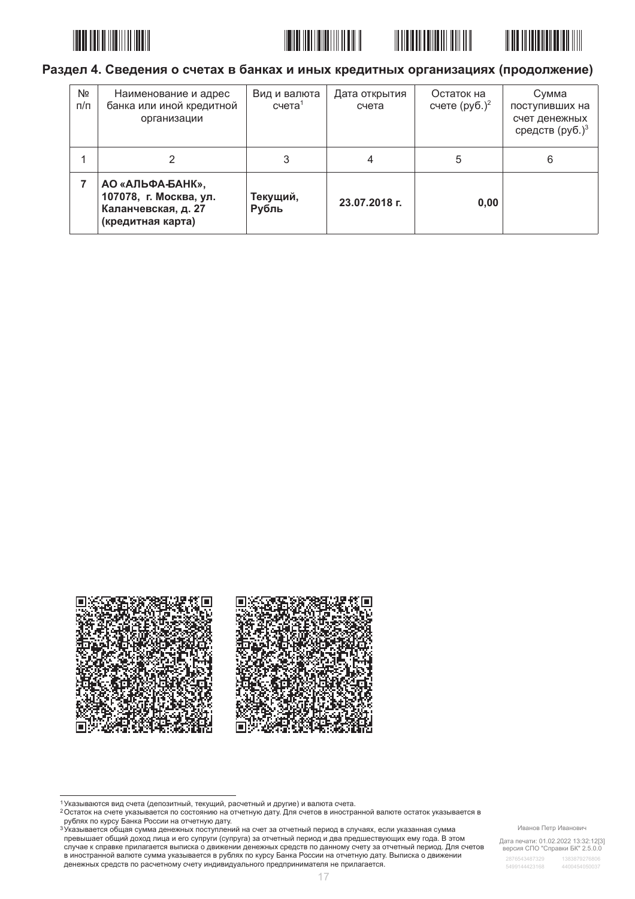## Раздел 4. Сведения о счетах в банках и иных кредитных организациях (продолжение)

| № п/п | Наименование и адрес банка или иной кредитной организации | Вид и валюта счета[1] | Дата открытия счета | Остаток на счете (руб.)[2] | Сумма поступивших на счет денежных средств (руб.)[3] |
|---|---|---|---|---|---|
| 1 | 2 | 3 | 4 | 5 | 6 |
| **7** | **АО «АЛЬФА-БАНК», 107078, г. Москва, ул. Каланчевская, д. 27 (кредитная карта)** | **Текущий, Рубль** | **23.07.2018 г.** | **0,00** | |

[1] Указываются вид счета (депозитный, текущий, расчетный и другие) и валюта счета.

[2] Остаток на счете указывается по состоянию на отчетную дату. Для счетов в иностранной валюте остаток указывается в рублях по курсу Банка России на отчетную дату.

[3] Указывается общая сумма денежных поступлений на счет за отчетный период в случаях, если указанная сумма превышает общий доход лица и его супруги (супруга) за отчетный период и два предшествующих ему года. В этом случае к справке прилагается выписка о движении денежных средств по данному счету за отчетный период. Для счетов в иностранной валюте сумма указывается в рублях по курсу Банка России на отчетную дату. Выписка о движении денежных средств по расчетному счету индивидуального предпринимателя не прилагается.

Иванов Петр Иванович

Дата печати: 01.02.2022 13:32:12[3]
версия СПО "Справки БК" 2.5.0.0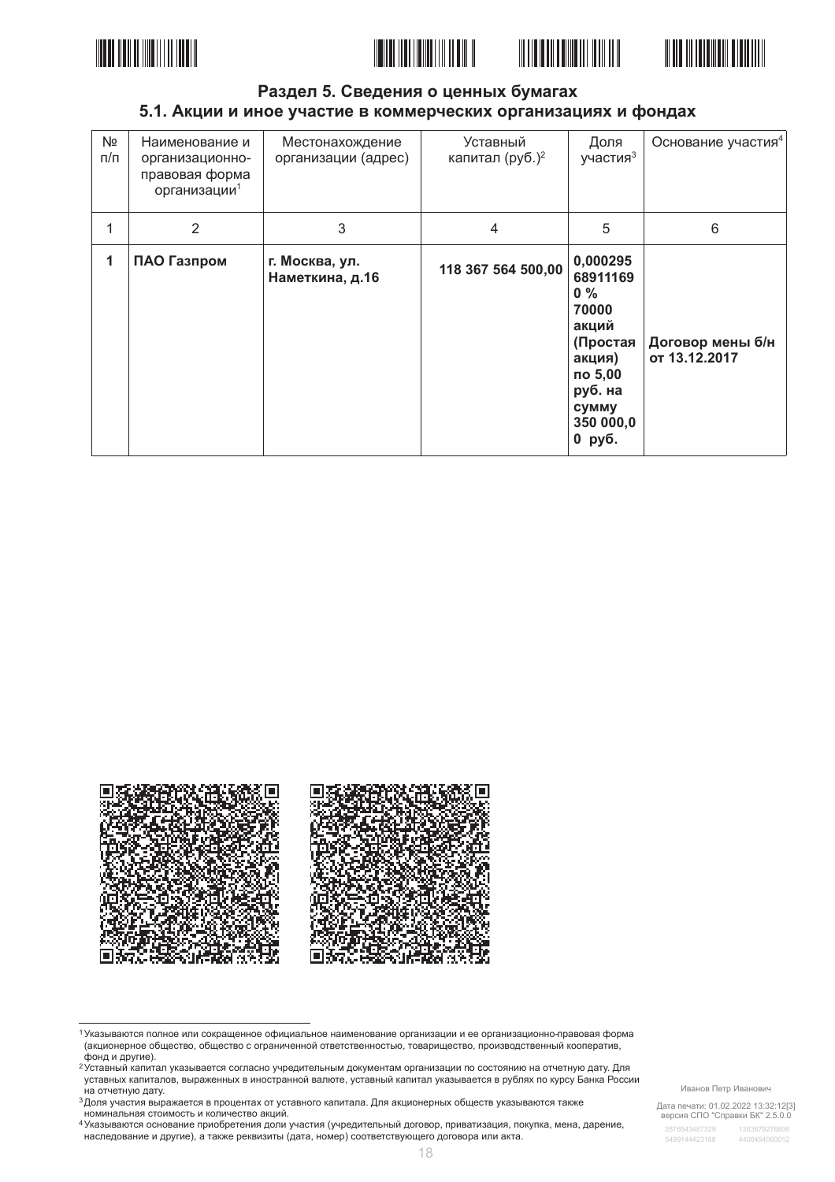## Раздел 5. Сведения о ценных бумагах

### 5.1. Акции и иное участие в коммерческих организациях и фондах

| № п/п | Наименование и организационно-правовая форма организации[1] | Местонахождение организации (адрес) | Уставный капитал (руб.)[2] | Доля участия[3] | Основание участия[4] |
|---|---|---|---|---|---|
| 1 | 2 | 3 | 4 | 5 | 6 |
| **1** | **ПАО Газпром** | **г. Москва, ул. Наметкина, д.16** | **118 367 564 500,00** | **0,00029568911169 0 % 70000 акций (Простая акция) по 5,00 руб. на сумму 350 000,00 руб.** | **Договор мены б/н от 13.12.2017** |

[1] Указываются полное или сокращенное официальное наименование организации и ее организационно-правовая форма (акционерное общество, общество с ограниченной ответственностью, товарищество, производственный кооператив, фонд и другие).

[2] Уставный капитал указывается согласно учредительным документам организации по состоянию на отчетную дату. Для уставных капиталов, выраженных в иностранной валюте, уставный капитал указывается в рублях по курсу Банка России на отчетную дату.

[3] Доля участия выражается в процентах от уставного капитала. Для акционерных обществ указываются также номинальная стоимость и количество акций.

[4] Указываются основание приобретения доли участия (учредительный договор, приватизация, покупка, мена, дарение, наследование и другие), а также реквизиты (дата, номер) соответствующего договора или акта.

Иванов Петр Иванович

Дата печати: 01.02.2022 13:32:12[3]
версия СПО "Справки БК" 2.5.0.0

2876543487329 1383879276806
5499144423168 4400454060012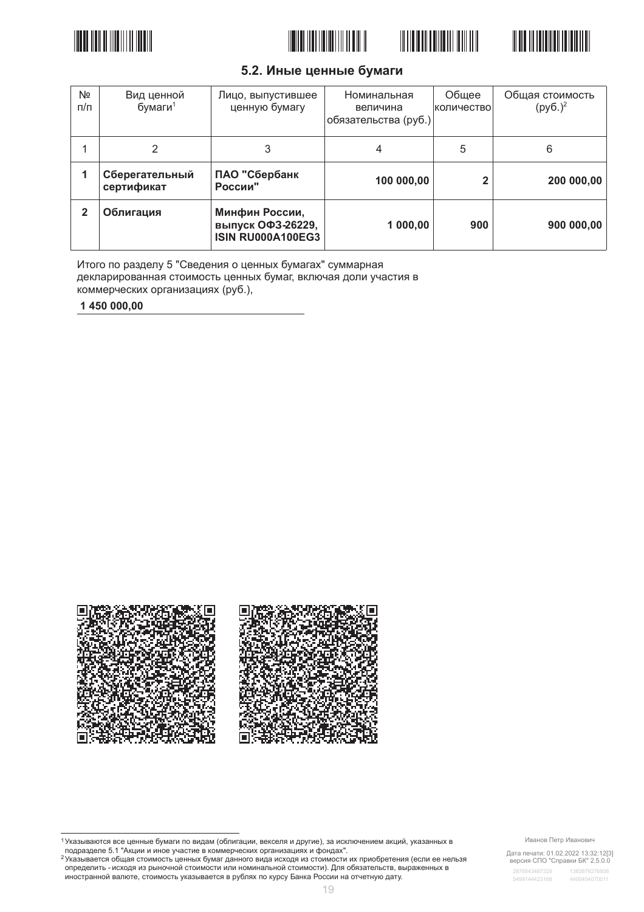## 5.2. Иные ценные бумаги

| № п/п | Вид ценной бумаги[1] | Лицо, выпустившее ценную бумагу | Номинальная величина обязательства (руб.) | Общее количество | Общая стоимость (руб.)[2] |
|---|---|---|---|---|---|
| 1 | 2 | 3 | 4 | 5 | 6 |
| **1** | **Сберегательный сертификат** | **ПАО "Сбербанк России"** | **100 000,00** | **2** | **200 000,00** |
| **2** | **Облигация** | **Минфин России, выпуск ОФЗ-26229, ISIN RU000A100EG3** | **1 000,00** | **900** | **900 000,00** |

Итого по разделу 5 "Сведения о ценных бумагах" суммарная декларированная стоимость ценных бумаг, включая доли участия в коммерческих организациях (руб.),

**1 450 000,00**

---

[1] Указываются все ценные бумаги по видам (облигации, векселя и другие), за исключением акций, указанных в подразделе 5.1 "Акции и иное участие в коммерческих организациях и фондах".

[2] Указывается общая стоимость ценных бумаг данного вида исходя из стоимости их приобретения (если ее нельзя определить - исходя из рыночной стоимости или номинальной стоимости). Для обязательств, выраженных в иностранной валюте, стоимость указывается в рублях по курсу Банка России на отчетную дату.

Иванов Петр Иванович

Дата печати: 01.02.2022 13:32:12[3]
версия СПО "Справки БК" 2.5.0.0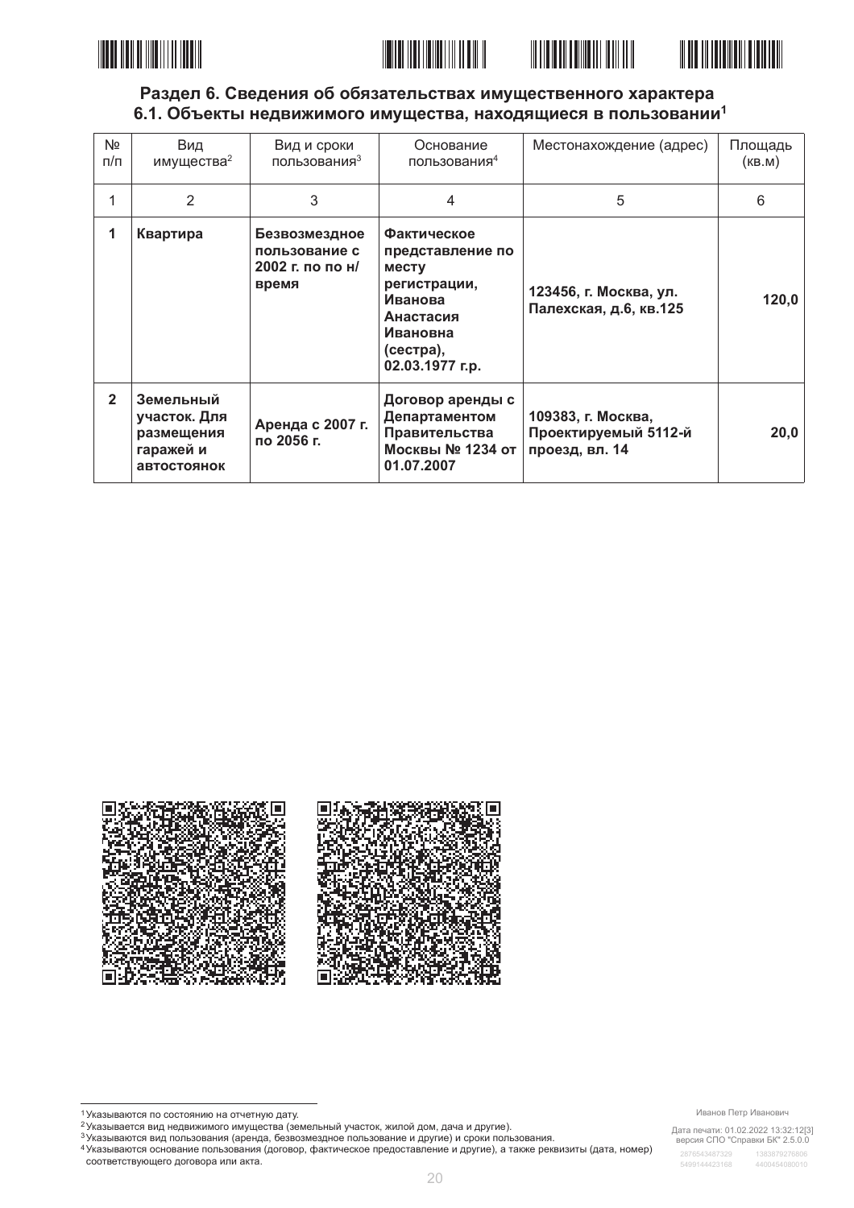## Раздел 6. Сведения об обязательствах имущественного характера

### 6.1. Объекты недвижимого имущества, находящиеся в пользовании[1]

| № п/п | Вид имущества[2] | Вид и сроки пользования[3] | Основание пользования[4] | Местонахождение (адрес) | Площадь (кв.м) |
|---|---|---|---|---|---|
| 1 | 2 | 3 | 4 | 5 | 6 |
| **1** | **Квартира** | **Безвозмездное пользование с 2002 г. по по н/время** | **Фактическое представление по месту регистрации, Иванова Анастасия Ивановна (сестра), 02.03.1977 г.р.** | **123456, г. Москва, ул. Палехская, д.6, кв.125** | **120,0** |
| **2** | **Земельный участок. Для размещения гаражей и автостоянок** | **Аренда с 2007 г. по 2056 г.** | **Договор аренды с Департаментом Правительства Москвы № 1234 от 01.07.2007** | **109383, г. Москва, Проектируемый 5112-й проезд, вл. 14** | **20,0** |

[1] Указываются по состоянию на отчетную дату.

[2] Указывается вид недвижимого имущества (земельный участок, жилой дом, дача и другие).

[3] Указываются вид пользования (аренда, безвозмездное пользование и другие) и сроки пользования.

[4] Указываются основание пользования (договор, фактическое предоставление и другие), а также реквизиты (дата, номер) соответствующего договора или акта.

Иванов Петр Иванович

Дата печати: 01.02.2022 13:32:12[3]
версия СПО "Справки БК" 2.5.0.0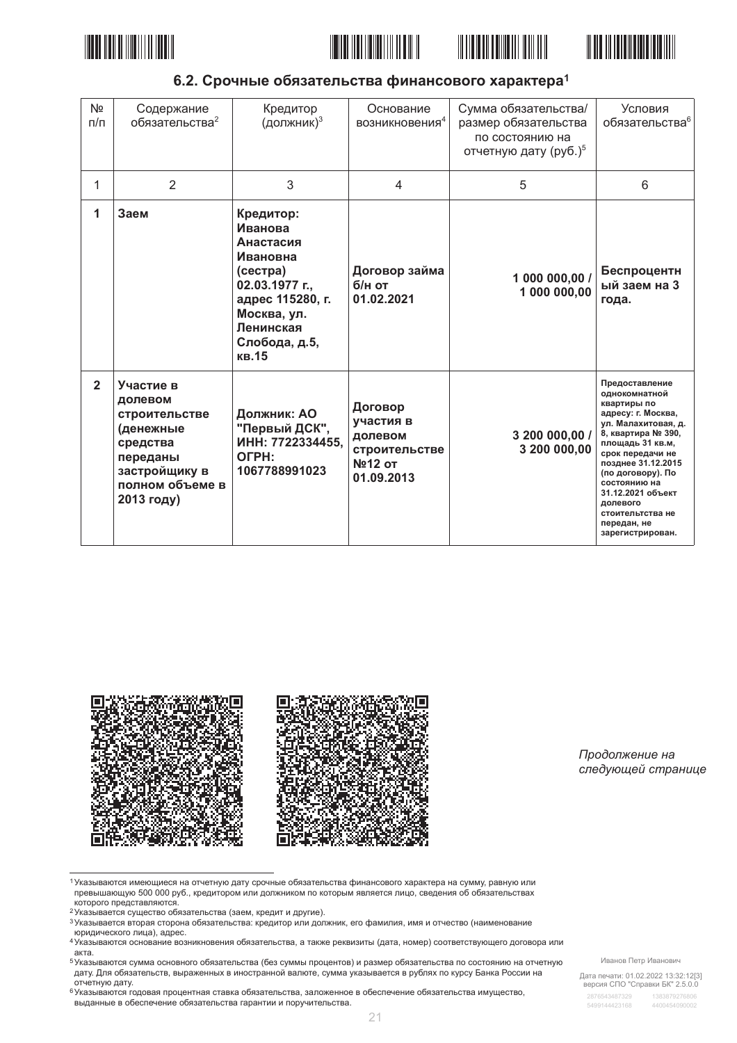## 6.2. Срочные обязательства финансового характера[1]

| № п/п | Содержание обязательства[2] | Кредитор (должник)[3] | Основание возникновения[4] | Сумма обязательства/ размер обязательства по состоянию на отчетную дату (руб.)[5] | Условия обязательства[6] |
|---|---|---|---|---|---|
| 1 | 2 | 3 | 4 | 5 | 6 |
| **1** | **Заем** | **Кредитор: Иванова Анастасия Ивановна (сестра) 02.03.1977 г., адрес 115280, г. Москва, ул. Ленинская Слобода, д.5, кв.15** | **Договор займа б/н от 01.02.2021** | **1 000 000,00 / 1 000 000,00** | **Беспроцентный заем на 3 года.** |
| **2** | **Участие в долевом строительстве (денежные средства переданы застройщику в полном объеме в 2013 году)** | **Должник: АО "Первый ДСК", ИНН: 7722334455, ОГРН: 1067788991023** | **Договор участия в долевом строительстве №12 от 01.09.2013** | **3 200 000,00 / 3 200 000,00** | **Предоставление однокомнатной квартиры по адресу: г. Москва, ул. Малахитовая, д. 8, квартира № 390, площадь 31 кв.м, срок передачи не позднее 31.12.2015 (по договору). По состоянию на 31.12.2021 объект долевого стительства не передан, не зарегистрирован.** |

*Продолжение на следующей странице*

---

[1] Указываются имеющиеся на отчетную дату срочные обязательства финансового характера на сумму, равную или превышающую 500 000 руб., кредитором или должником по которым является лицо, сведения об обязательствах которого представляются.
[2] Указывается существо обязательства (заем, кредит и другие).
[3] Указывается вторая сторона обязательства: кредитор или должник, его фамилия, имя и отчество (наименование юридического лица), адрес.
[4] Указываются основание возникновения обязательства, а также реквизиты (дата, номер) соответствующего договора или акта.
[5] Указываются сумма основного обязательства (без суммы процентов) и размер обязательства по состоянию на отчетную дату. Для обязательств, выраженных в иностранной валюте, сумма указывается в рублях по курсу Банка России на отчетную дату.
[6] Указываются годовая процентная ставка обязательства, заложенное в обеспечение обязательства имущество, выданные в обеспечение обязательства гарантии и поручительства.

Иванов Петр Иванович

Дата печати: 01.02.2022 13:32:12[3]
версия СПО "Справки БК" 2.5.0.0

2876543487329 1383879276806
5499144423168 4400454090002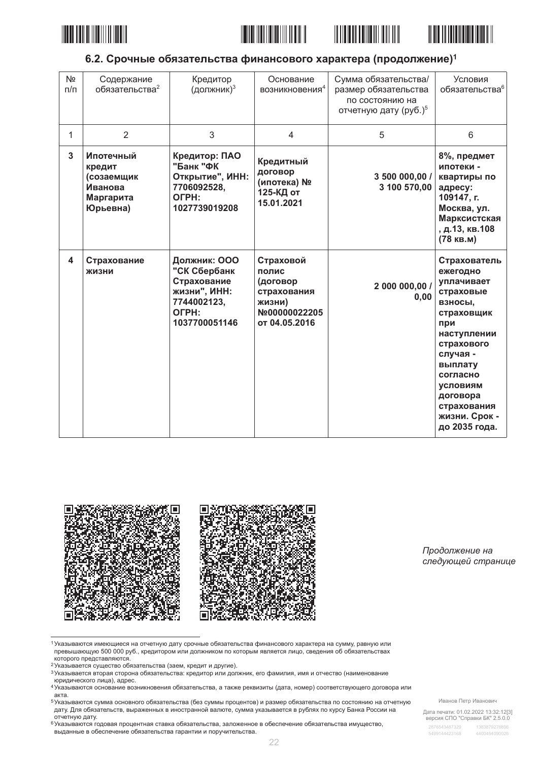## 6.2. Срочные обязательства финансового характера (продолжение)[1]

| № п/п | Содержание обязательства[2] | Кредитор (должник)[3] | Основание возникновения[4] | Сумма обязательства/ размер обязательства по состоянию на отчетную дату (руб.)[5] | Условия обязательства[6] |
|---|---|---|---|---|---|
| 1 | 2 | 3 | 4 | 5 | 6 |
| **3** | **Ипотечный кредит (созаемщик Иванова Маргарита Юрьевна)** | **Кредитор: ПАО "Банк "ФК Открытие", ИНН: 7706092528, ОГРН: 1027739019208** | **Кредитный договор (ипотека) № 125-КД от 15.01.2021** | **3 500 000,00 / 3 100 570,00** | **8%, предмет ипотеки - квартиры по адресу: 109147, г. Москва, ул. Марксистская , д.13, кв.108 (78 кв.м)** |
| **4** | **Страхование жизни** | **Должник: ООО "СК Сбербанк Страхование жизни", ИНН: 7744002123, ОГРН: 1037700051146** | **Страховой полис (договор страхования жизни) №00000022205 от 04.05.2016** | **2 000 000,00 / 0,00** | **Страхователь ежегодно уплачивает страховые взносы, страховщик при наступлении страхового случая - выплату согласно условиям договора страхования жизни. Срок - до 2035 года.** |

*Продолжение на следующей странице*

---

[1] Указываются имеющиеся на отчетную дату срочные обязательства финансового характера на сумму, равную или превышающую 500 000 руб., кредитором или должником по которым является лицо, сведения об обязательствах которого представляются.

[2] Указывается существо обязательства (заем, кредит и другие).

[3] Указывается вторая сторона обязательства: кредитор или должник, его фамилия, имя и отчество (наименование юридического лица), адрес.

[4] Указываются основание возникновения обязательства, а также реквизиты (дата, номер) соответствующего договора или акта.

[5] Указываются сумма основного обязательства (без суммы процентов) и размер обязательства по состоянию на отчетную дату. Для обязательств, выраженных в иностранной валюте, сумма указывается в рублях по курсу Банка России на отчетную дату.

[6] Указываются годовая процентная ставка обязательства, заложенное в обеспечение обязательства имущество, выданные в обеспечение обязательства гарантии и поручительства.

Иванов Петр Иванович

Дата печати: 01.02.2022 13:32:12[3]
версия СПО "Справки БК" 2.5.0.0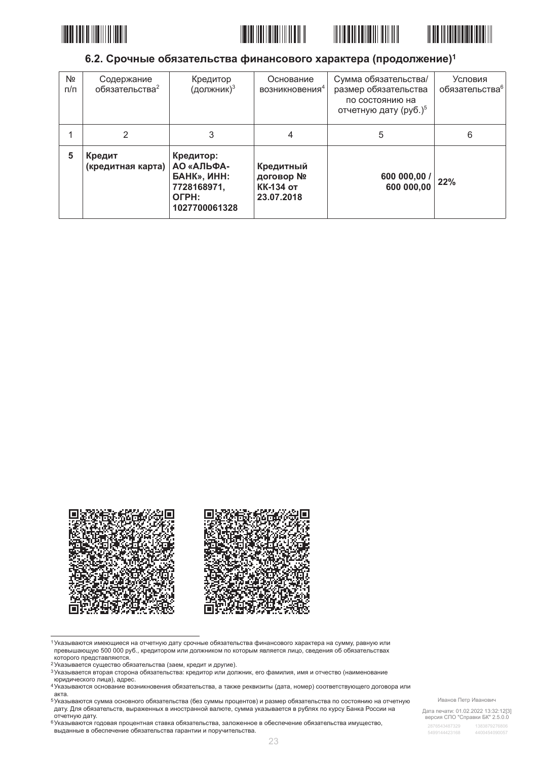## 6.2. Срочные обязательства финансового характера (продолжение)[1]

| № п/п | Содержание обязательства[2] | Кредитор (должник)[3] | Основание возникновения[4] | Сумма обязательства/ размер обязательства по состоянию на отчетную дату (руб.)[5] | Условия обязательства[6] |
|---|---|---|---|---|---|
| 1 | 2 | 3 | 4 | 5 | 6 |
| **5** | **Кредит (кредитная карта)** | **Кредитор: АО «АЛЬФА-БАНК», ИНН: 7728168971, ОГРН: 1027700061328** | **Кредитный договор № КК-134 от 23.07.2018** | **600 000,00 / 600 000,00** | **22%** |

---

[1] Указываются имеющиеся на отчетную дату срочные обязательства финансового характера на сумму, равную или превышающую 500 000 руб., кредитором или должником по которым является лицо, сведения об обязательствах которого представляются.

[2] Указывается существо обязательства (заем, кредит и другие).

[3] Указывается вторая сторона обязательства: кредитор или должник, его фамилия, имя и отчество (наименование юридического лица), адрес.

[4] Указываются основание возникновения обязательства, а также реквизиты (дата, номер) соответствующего договора или акта.

[5] Указываются сумма основного обязательства (без суммы процентов) и размер обязательства по состоянию на отчетную дату. Для обязательств, выраженных в иностранной валюте, сумма указывается в рублях по курсу Банка России на отчетную дату.

[6] Указываются годовая процентная ставка обязательства, заложенное в обеспечение обязательства имущество, выданные в обеспечение обязательства гарантии и поручительства.

Иванов Петр Иванович

Дата печати: 01.02.2022 13:32:12[3]
версия СПО "Справки БК" 2.5.0.0

2876543487329 1383879276806
5499144423168 4400454090057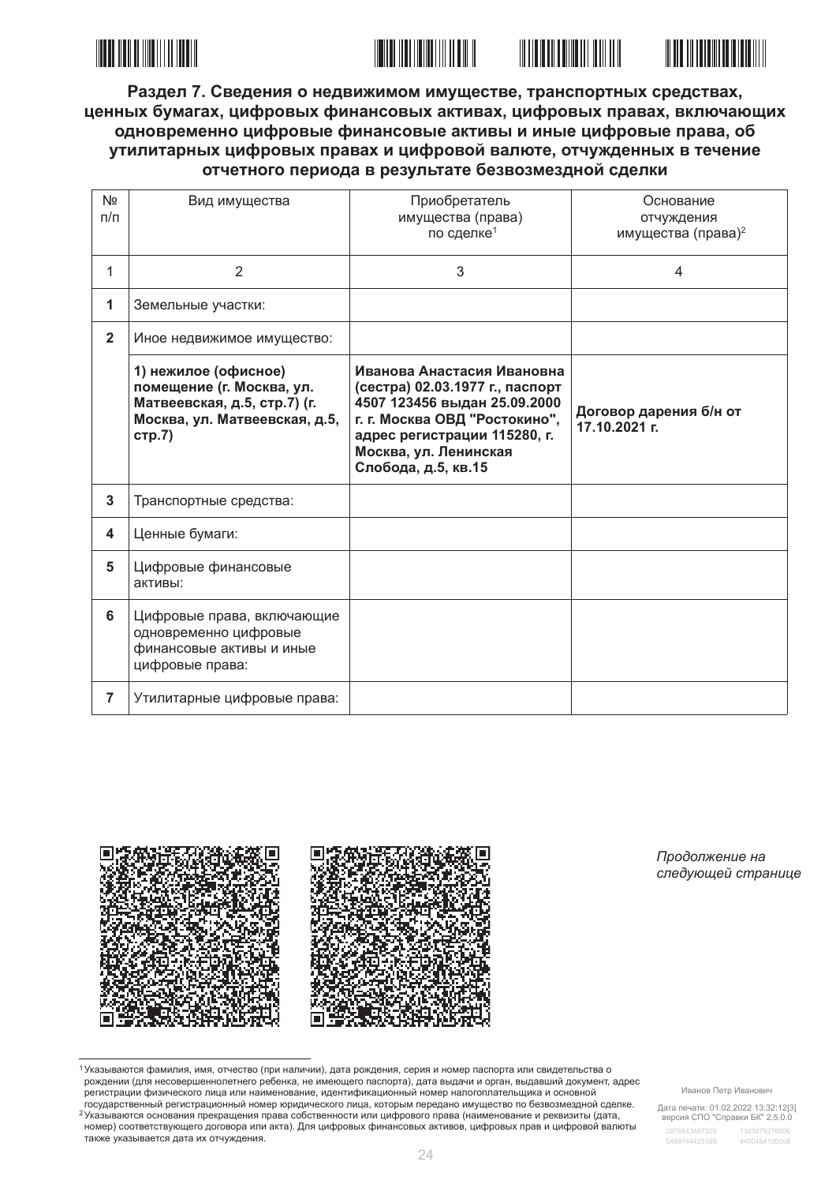**Раздел 7. Сведения о недвижимом имуществе, транспортных средствах, ценных бумагах, цифровых финансовых активах, цифровых правах, включающих одновременно цифровые финансовые активы и иные цифровые права, об утилитарных цифровых правах и цифровой валюте, отчужденных в течение отчетного периода в результате безвозмездной сделки**

| № п/п | Вид имущества | Приобретатель имущества (права) по сделке[1] | Основание отчуждения имущества (права)[2] |
|---|---|---|---|
| 1 | 2 | 3 | 4 |
| **1** | Земельные участки: | | |
| **2** | Иное недвижимое имущество: | | |
| | **1) нежилое (офисное) помещение (г. Москва, ул. Матвеевская, д.5, стр.7) (г. Москва, ул. Матвеевская, д.5, стр.7)** | **Иванова Анастасия Ивановна (сестра) 02.03.1977 г., паспорт 4507 123456 выдан 25.09.2000 г. г. Москва ОВД "Ростокино", адрес регистрации 115280, г. Москва, ул. Ленинская Слобода, д.5, кв.15** | **Договор дарения б/н от 17.10.2021 г.** |
| **3** | Транспортные средства: | | |
| **4** | Ценные бумаги: | | |
| **5** | Цифровые финансовые активы: | | |
| **6** | Цифровые права, включающие одновременно цифровые финансовые активы и иные цифровые права: | | |
| **7** | Утилитарные цифровые права: | | |

*Продолжение на следующей странице*

[1] Указываются фамилия, имя, отчество (при наличии), дата рождения, серия и номер паспорта или свидетельства о рождении (для несовершеннолетнего ребенка, не имеющего паспорта), дата выдачи и орган, выдавший документ, адрес регистрации физического лица или наименование, идентификационный номер налогоплательщика и основной государственный регистрационный номер юридического лица, которым передано имущество по безвозмездной сделке.

[2] Указываются основания прекращения права собственности или цифрового права (наименование и реквизиты (дата, номер) соответствующего договора или акта). Для цифровых финансовых активов, цифровых прав и цифровой валюты также указывается дата их отчуждения.

Иванов Петр Иванович

Дата печати: 01.02.2022 13:32:12[3]
версия СПО "Справки БК" 2.5.0.0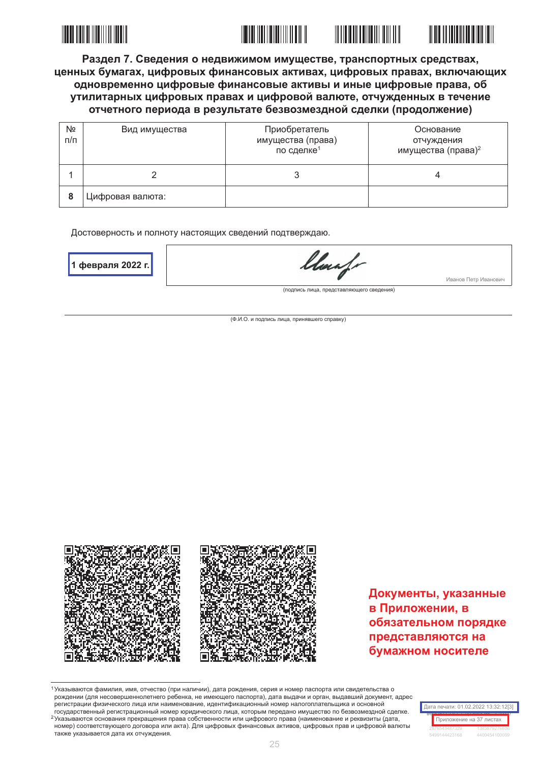## Раздел 7. Сведения о недвижимом имуществе, транспортных средствах, ценных бумагах, цифровых финансовых активах, цифровых правах, включающих одновременно цифровые финансовые активы и иные цифровые права, об утилитарных цифровых правах и цифровой валюте, отчужденных в течение отчетного периода в результате безвозмездной сделки (продолжение)

| № п/п | Вид имущества | Приобретатель имущества (права) по сделке[1] | Основание отчуждения имущества (права)[2] |
|---|---|---|---|
| 1 | 2 | 3 | 4 |
| **8** | Цифровая валюта: | | |

Достоверность и полноту настоящих сведений подтверждаю.

**1 февраля 2022 г.**

Иванов Петр Иванович

(подпись лица, представляющего сведения)

(Ф.И.О. и подпись лица, принявшего справку)

**Документы, указанные в Приложении, в обязательном порядке представляются на бумажном носителе**

[1] Указываются фамилия, имя, отчество (при наличии), дата рождения, серия и номер паспорта или свидетельства о рождении (для несовершеннолетнего ребенка, не имеющего паспорта), дата выдачи и орган, выдавший документ, адрес регистрации физического лица или наименование, идентификационный номер налогоплательщика и основной государственный регистрационный номер юридического лица, которым передано имущество по безвозмездной сделке.

[2] Указываются основания прекращения права собственности или цифрового права (наименование и реквизиты (дата, номер) соответствующего договора или акта). Для цифровых финансовых активов, цифровых прав и цифровой валюты также указывается дата их отчуждения.

Дата печати: 01.02.2022 13:32:12[3]

Приложение на 37 листах